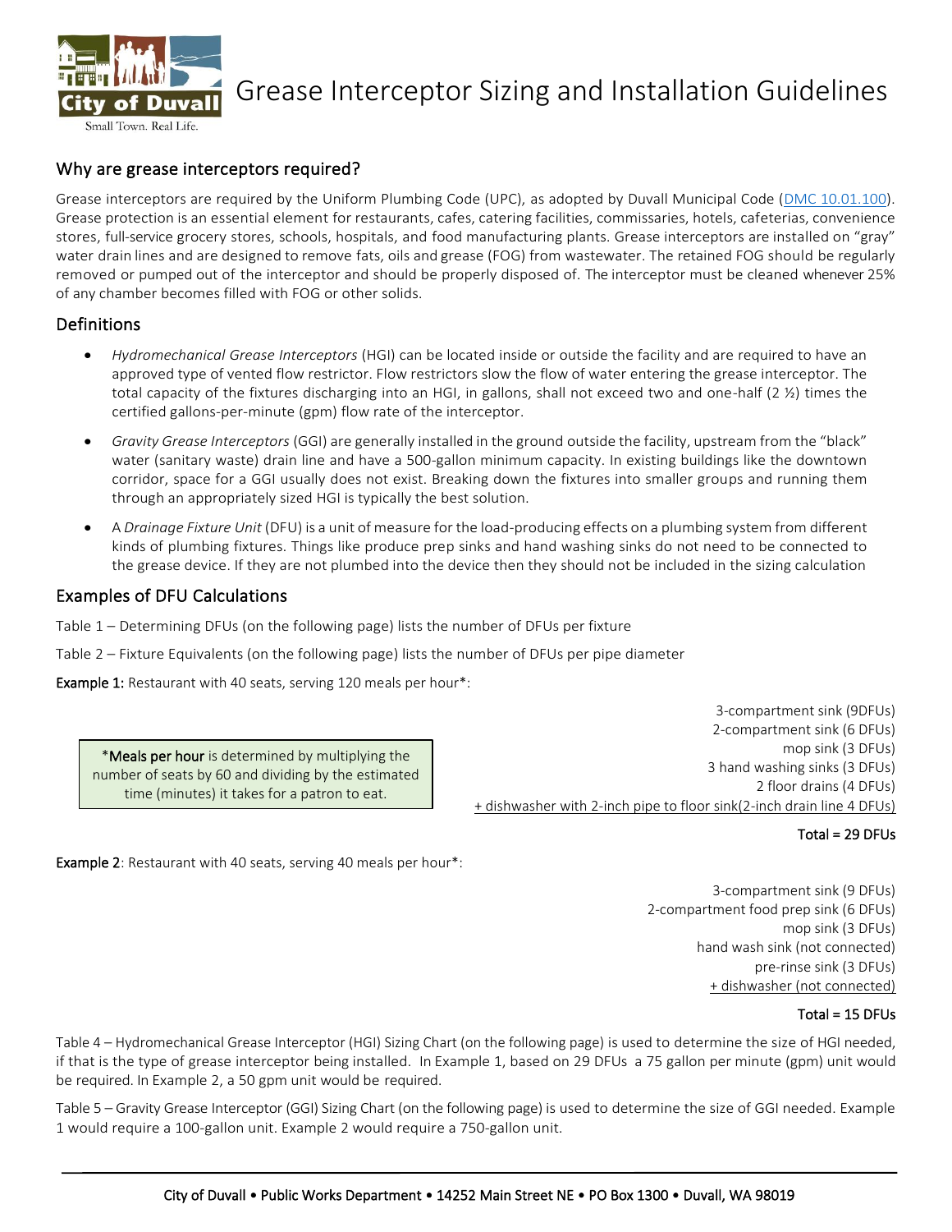# Grease Interceptor Sizing and Installation Guidelines

## Why are grease interceptors required?

Grease interceptors are required by the Uniform Plumbing Code (UPC), as adopted by Duvall Municipal Code (DMC 10.01.100). Grease protection is an essential element for restaurants, cafes, catering facilities, commissaries, hotels, cafeterias, convenience stores, full-service grocery stores, schools, hospitals, and food manufacturing plants. Grease interceptors are installed on "gray" water drain lines and are designed to remove fats, oils and grease (FOG) from wastewater. The retained FOG should be regularly removed or pumped out of the interceptor and should be properly disposed of. The interceptor must be cleaned whenever 25% of any chamber becomes filled with FOG or other solids.

## Definitions

- *Hydromechanical Grease Interceptors* (HGI) can be located inside or outside the facility and are required to have an approved type of vented flow restrictor. Flow restrictors slow the flow of water entering the grease interceptor. The total capacity of the fixtures discharging into an HGI, in gallons, shall not exceed two and one-half (2 ½) times the certified gallons-per-minute (gpm) flow rate of the interceptor.
- *Gravity Grease Interceptors* (GGI) are generally installed in the ground outside the facility, upstream from the "black" water (sanitary waste) drain line and have a 500-gallon minimum capacity. In existing buildings like the downtown corridor, space for a GGI usually does not exist. Breaking down the fixtures into smaller groups and running them through an appropriately sized HGI is typically the best solution.
- A *Drainage Fixture Unit* (DFU) is a unit of measure for the load-producing effects on a plumbing system from different kinds of plumbing fixtures. Things like produce prep sinks and hand washing sinks do not need to be connected to the grease device. If they are not plumbed into the device then they should not be included in the sizing calculation

## Examples of DFU Calculations

Table 1 – Determining DFUs (on the following page) lists the number of DFUs per fixture

Table 2 – Fixture Equivalents (on the following page) lists the number of DFUs per pipe diameter

**Example 1:** Restaurant with 40 seats, serving 120 meals per hour*:

3-compartment sink (9DFUs)  
2-compartment sink (6 DFUs)  
mop sink (3 DFUs)  
3 hand washing sinks (3 DFUs)  
2 floor drains (4 DFUs)  
+ dishwasher with 2-inch pipe to floor sink(2-inch drain line 4 DFUs)

**Total = 29 DFUs**

> *Meals per hour is determined by multiplying the number of seats by 60 and dividing by the estimated time (minutes) it takes for a patron to eat.

**Example 2**: Restaurant with 40 seats, serving 40 meals per hour*:

3-compartment sink (9 DFUs)  
2-compartment food prep sink (6 DFUs)  
mop sink (3 DFUs)  
hand wash sink (not connected)  
pre-rinse sink (3 DFUs)  
+ dishwasher (not connected)

**Total = 15 DFUs**

Table 4 – Hydromechanical Grease Interceptor (HGI) Sizing Chart (on the following page) is used to determine the size of HGI needed, if that is the type of grease interceptor being installed. In Example 1, based on 29 DFUs a 75 gallon per minute (gpm) unit would be required. In Example 2, a 50 gpm unit would be required.

Table 5 – Gravity Grease Interceptor (GGI) Sizing Chart (on the following page) is used to determine the size of GGI needed. Example 1 would require a 100-gallon unit. Example 2 would require a 750-gallon unit.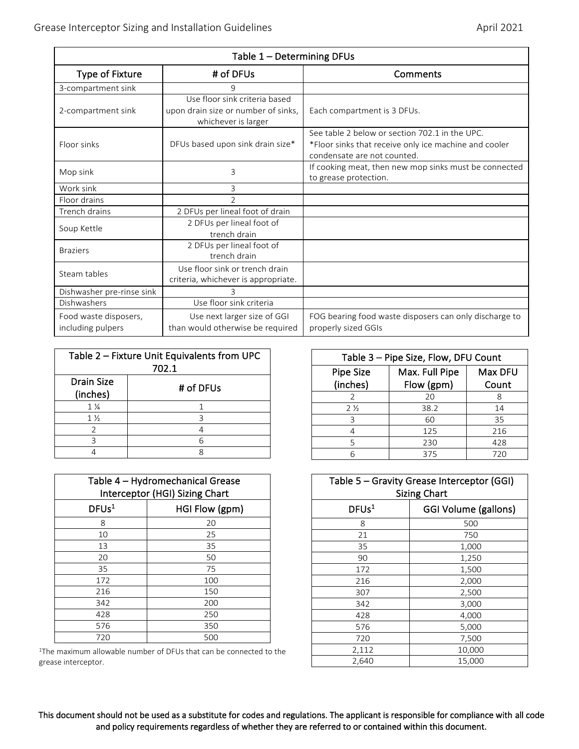| Table 1 – Determining DFUs | | |
|---|---|---|
| **Type of Fixture** | **# of DFUs** | **Comments** |
| 3-compartment sink | 9 | |
| 2-compartment sink | Use floor sink criteria based upon drain size or number of sinks, whichever is larger | Each compartment is 3 DFUs. |
| Floor sinks | DFUs based upon sink drain size* | See table 2 below or section 702.1 in the UPC. *Floor sinks that receive only ice machine and cooler condensate are not counted. |
| Mop sink | 3 | If cooking meat, then new mop sinks must be connected to grease protection. |
| Work sink | 3 | |
| Floor drains | 2 | |
| Trench drains | 2 DFUs per lineal foot of drain | |
| Soup Kettle | 2 DFUs per lineal foot of trench drain | |
| Braziers | 2 DFUs per lineal foot of trench drain | |
| Steam tables | Use floor sink or trench drain criteria, whichever is appropriate. | |
| Dishwasher pre-rinse sink | 3 | |
| Dishwashers | Use floor sink criteria | |
| Food waste disposers, including pulpers | Use next larger size of GGI than would otherwise be required | FOG bearing food waste disposers can only discharge to properly sized GGIs |

| Table 2 – Fixture Unit Equivalents from UPC 702.1 | |
|---|---|
| **Drain Size (inches)** | **# of DFUs** |
| 1 ¼ | 1 |
| 1 ½ | 3 |
| 2 | 4 |
| 3 | 6 |
| 4 | 8 |

| Table 3 – Pipe Size, Flow, DFU Count | | |
|---|---|---|
| **Pipe Size (inches)** | **Max. Full Pipe Flow (gpm)** | **Max DFU Count** |
| 2 | 20 | 8 |
| 2 ½ | 38.2 | 14 |
| 3 | 60 | 35 |
| 4 | 125 | 216 |
| 5 | 230 | 428 |
| 6 | 375 | 720 |

| Table 4 – Hydromechanical Grease Interceptor (HGI) Sizing Chart | |
|---|---|
| **DFUs[1]** | **HGI Flow (gpm)** |
| 8 | 20 |
| 10 | 25 |
| 13 | 35 |
| 20 | 50 |
| 35 | 75 |
| 172 | 100 |
| 216 | 150 |
| 342 | 200 |
| 428 | 250 |
| 576 | 350 |
| 720 | 500 |

[1]The maximum allowable number of DFUs that can be connected to the grease interceptor.

| Table 5 – Gravity Grease Interceptor (GGI) Sizing Chart | |
|---|---|
| **DFUs[1]** | **GGI Volume (gallons)** |
| 8 | 500 |
| 21 | 750 |
| 35 | 1,000 |
| 90 | 1,250 |
| 172 | 1,500 |
| 216 | 2,000 |
| 307 | 2,500 |
| 342 | 3,000 |
| 428 | 4,000 |
| 576 | 5,000 |
| 720 | 7,500 |
| 2,112 | 10,000 |
| 2,640 | 15,000 |

This document should not be used as a substitute for codes and regulations. The applicant is responsible for compliance with all code and policy requirements regardless of whether they are referred to or contained within this document.